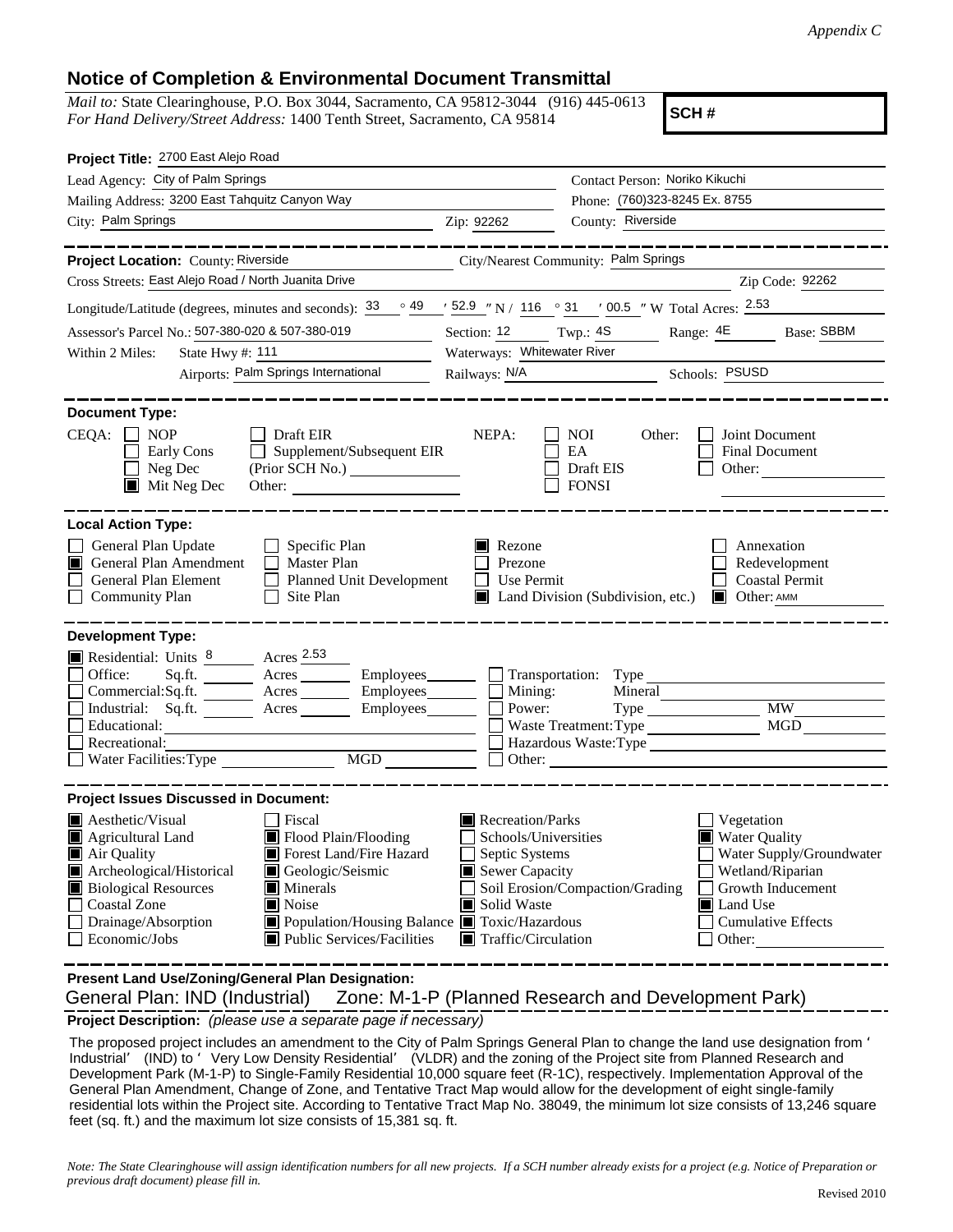*Appendix C*

# Notice of Completion & Environmental Document Transmittal

*Mail to:* State Clearinghouse, P.O. Box 3044, Sacramento, CA 95812-3044 (916) 445-0613
*For Hand Delivery/Street Address:* 1400 Tenth Street, Sacramento, CA 95814

**SCH #**

**Project Title:** 2700 East Alejo Road

Lead Agency: City of Palm Springs
Contact Person: Noriko Kikuchi
Mailing Address: 3200 East Tahquitz Canyon Way
Phone: (760)323-8245 Ex. 8755
City: Palm Springs
Zip: 92262
County: Riverside

**Project Location:** County: Riverside
City/Nearest Community: Palm Springs
Cross Streets: East Alejo Road / North Juanita Drive
Zip Code: 92262

Longitude/Latitude (degrees, minutes and seconds): 33 ° 49 ′ 52.9 ″ N / 116 ° 31 ′ 00.5 ″ W Total Acres: 2.53

Assessor's Parcel No.: 507-380-020 & 507-380-019
Section: 12 Twp.: 4S Range: 4E Base: SBBM

Within 2 Miles: State Hwy #: 111
Waterways: Whitewater River
Airports: Palm Springs International
Railways: N/A
Schools: PSUSD

**Document Type:**

CEQA: ☐ NOP ☐ Early Cons ☐ Neg Dec ■ Mit Neg Dec ☐ Draft EIR ☐ Supplement/Subsequent EIR (Prior SCH No.) ______ Other: ______

NEPA: ☐ NOI ☐ EA ☐ Draft EIS ☐ FONSI

Other: ☐ Joint Document ☐ Final Document ☐ Other: ______

**Local Action Type:**

☐ General Plan Update ■ General Plan Amendment ☐ General Plan Element ☐ Community Plan ☐ Specific Plan ☐ Master Plan ☐ Planned Unit Development ☐ Site Plan ■ Rezone ☐ Prezone ☐ Use Permit ■ Land Division (Subdivision, etc.) ☐ Annexation ☐ Redevelopment ☐ Coastal Permit ■ Other: AMM

**Development Type:**

■ Residential: Units 8 Acres 2.53
☐ Office: Sq.ft. ___ Acres ___ Employees ___
☐ Commercial: Sq.ft. ___ Acres ___ Employees ___
☐ Industrial: Sq.ft. ___ Acres ___ Employees ___
☐ Educational: ___
☐ Recreational: ___
☐ Water Facilities: Type ___ MGD ___
☐ Transportation: Type ___
☐ Mining: Mineral ___
☐ Power: Type ___ MW ___
☐ Waste Treatment: Type ___ MGD ___
☐ Hazardous Waste: Type ___
☐ Other: ___

**Project Issues Discussed in Document:**

■ Aesthetic/Visual ■ Agricultural Land ■ Air Quality ■ Archeological/Historical ■ Biological Resources ☐ Coastal Zone ☐ Drainage/Absorption ☐ Economic/Jobs ☐ Fiscal ■ Flood Plain/Flooding ■ Forest Land/Fire Hazard ■ Geologic/Seismic ■ Minerals ■ Noise ■ Population/Housing Balance ■ Public Services/Facilities ■ Recreation/Parks ☐ Schools/Universities ☐ Septic Systems ■ Sewer Capacity ☐ Soil Erosion/Compaction/Grading ■ Solid Waste ■ Toxic/Hazardous ■ Traffic/Circulation ☐ Vegetation ■ Water Quality ☐ Water Supply/Groundwater ☐ Wetland/Riparian ☐ Growth Inducement ■ Land Use ☐ Cumulative Effects ☐ Other: ___

**Present Land Use/Zoning/General Plan Designation:**

General Plan: IND (Industrial) Zone: M-1-P (Planned Research and Development Park)

**Project Description:** *(please use a separate page if necessary)*

The proposed project includes an amendment to the City of Palm Springs General Plan to change the land use designation from 'Industrial' (IND) to 'Very Low Density Residential' (VLDR) and the zoning of the Project site from Planned Research and Development Park (M-1-P) to Single-Family Residential 10,000 square feet (R-1C), respectively. Implementation Approval of the General Plan Amendment, Change of Zone, and Tentative Tract Map would allow for the development of eight single-family residential lots within the Project site. According to Tentative Tract Map No. 38049, the minimum lot size consists of 13,246 square feet (sq. ft.) and the maximum lot size consists of 15,381 sq. ft.

*Note: The State Clearinghouse will assign identification numbers for all new projects. If a SCH number already exists for a project (e.g. Notice of Preparation or previous draft document) please fill in.*

Revised 2010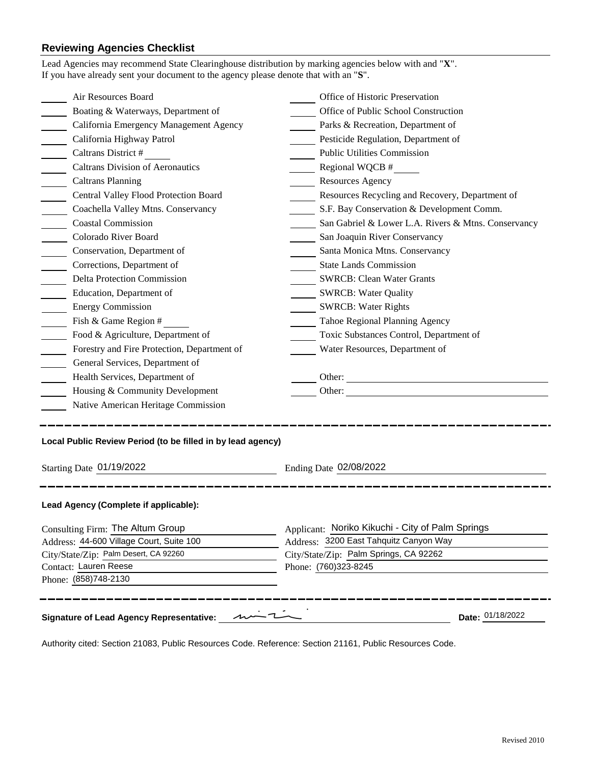## Reviewing Agencies Checklist

Lead Agencies may recommend State Clearinghouse distribution by marking agencies below with and "**X**".
If you have already sent your document to the agency please denote that with an "**S**".

| | | | |
|---|---|---|---|
| ____ | Air Resources Board | ____ | Office of Historic Preservation |
| ____ | Boating & Waterways, Department of | ____ | Office of Public School Construction |
| ____ | California Emergency Management Agency | ____ | Parks & Recreation, Department of |
| ____ | California Highway Patrol | ____ | Pesticide Regulation, Department of |
| ____ | Caltrans District # ____ | ____ | Public Utilities Commission |
| ____ | Caltrans Division of Aeronautics | ____ | Regional WQCB # ____ |
| ____ | Caltrans Planning | ____ | Resources Agency |
| ____ | Central Valley Flood Protection Board | ____ | Resources Recycling and Recovery, Department of |
| ____ | Coachella Valley Mtns. Conservancy | ____ | S.F. Bay Conservation & Development Comm. |
| ____ | Coastal Commission | ____ | San Gabriel & Lower L.A. Rivers & Mtns. Conservancy |
| ____ | Colorado River Board | ____ | San Joaquin River Conservancy |
| ____ | Conservation, Department of | ____ | Santa Monica Mtns. Conservancy |
| ____ | Corrections, Department of | ____ | State Lands Commission |
| ____ | Delta Protection Commission | ____ | SWRCB: Clean Water Grants |
| ____ | Education, Department of | ____ | SWRCB: Water Quality |
| ____ | Energy Commission | ____ | SWRCB: Water Rights |
| ____ | Fish & Game Region # ____ | ____ | Tahoe Regional Planning Agency |
| ____ | Food & Agriculture, Department of | ____ | Toxic Substances Control, Department of |
| ____ | Forestry and Fire Protection, Department of | ____ | Water Resources, Department of |
| ____ | General Services, Department of | | |
| ____ | Health Services, Department of | ____ | Other: ____ |
| ____ | Housing & Community Development | ____ | Other: ____ |
| ____ | Native American Heritage Commission | | |

---

**Local Public Review Period (to be filled in by lead agency)**

Starting Date 01/19/2022 &nbsp;&nbsp;&nbsp;&nbsp; Ending Date 02/08/2022

---

**Lead Agency (Complete if applicable):**

| | |
|---|---|
| Consulting Firm: The Altum Group | Applicant: Noriko Kikuchi - City of Palm Springs |
| Address: 44-600 Village Court, Suite 100 | Address: 3200 East Tahquitz Canyon Way |
| City/State/Zip: Palm Desert, CA 92260 | City/State/Zip: Palm Springs, CA 92262 |
| Contact: Lauren Reese | Phone: (760)323-8245 |
| Phone: (858)748-2130 | |

---

**Signature of Lead Agency Representative:** [signature] **Date:** 01/18/2022

Authority cited: Section 21083, Public Resources Code. Reference: Section 21161, Public Resources Code.

Revised 2010